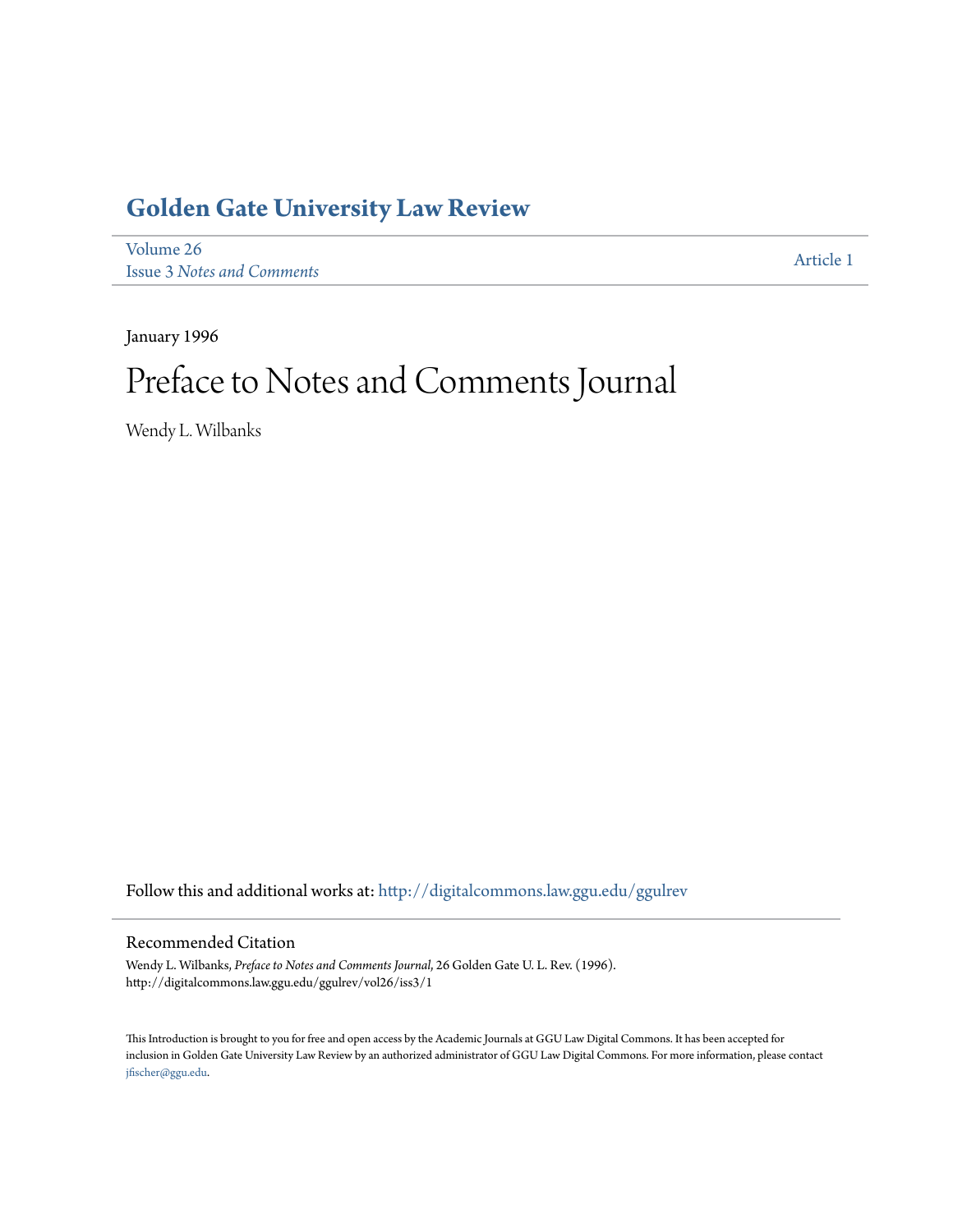# Golden Gate University Law Review

Volume 26
Issue 3 *Notes and Comments*

Article 1

January 1996

# Preface to Notes and Comments Journal

Wendy L. Wilbanks

Follow this and additional works at: http://digitalcommons.law.ggu.edu/ggulrev

## Recommended Citation

Wendy L. Wilbanks, *Preface to Notes and Comments Journal*, 26 Golden Gate U. L. Rev. (1996).
http://digitalcommons.law.ggu.edu/ggulrev/vol26/iss3/1

This Introduction is brought to you for free and open access by the Academic Journals at GGU Law Digital Commons. It has been accepted for inclusion in Golden Gate University Law Review by an authorized administrator of GGU Law Digital Commons. For more information, please contact jfischer@ggu.edu.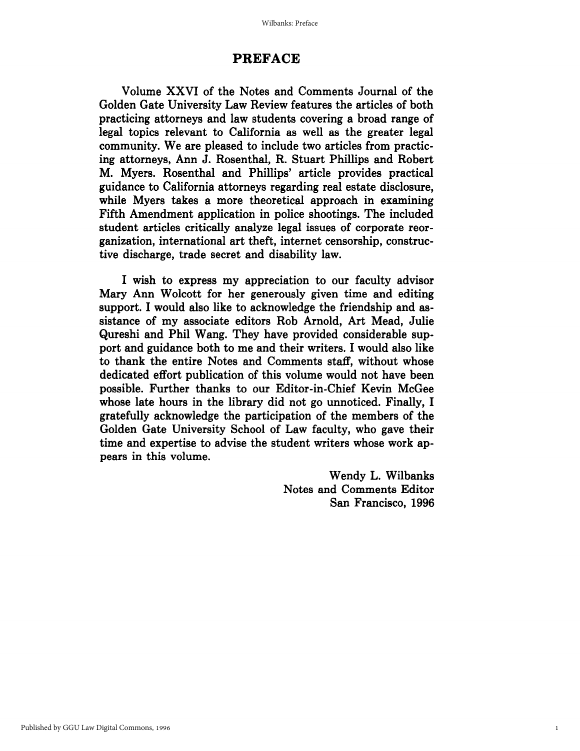# PREFACE

Volume XXVI of the Notes and Comments Journal of the Golden Gate University Law Review features the articles of both practicing attorneys and law students covering a broad range of legal topics relevant to California as well as the greater legal community. We are pleased to include two articles from practicing attorneys, Ann J. Rosenthal, R. Stuart Phillips and Robert M. Myers. Rosenthal and Phillips' article provides practical guidance to California attorneys regarding real estate disclosure, while Myers takes a more theoretical approach in examining Fifth Amendment application in police shootings. The included student articles critically analyze legal issues of corporate reorganization, international art theft, internet censorship, constructive discharge, trade secret and disability law.

I wish to express my appreciation to our faculty advisor Mary Ann Wolcott for her generously given time and editing support. I would also like to acknowledge the friendship and assistance of my associate editors Rob Arnold, Art Mead, Julie Qureshi and Phil Wang. They have provided considerable support and guidance both to me and their writers. I would also like to thank the entire Notes and Comments staff, without whose dedicated effort publication of this volume would not have been possible. Further thanks to our Editor-in-Chief Kevin McGee whose late hours in the library did not go unnoticed. Finally, I gratefully acknowledge the participation of the members of the Golden Gate University School of Law faculty, who gave their time and expertise to advise the student writers whose work appears in this volume.

Wendy L. Wilbanks
Notes and Comments Editor
San Francisco, 1996